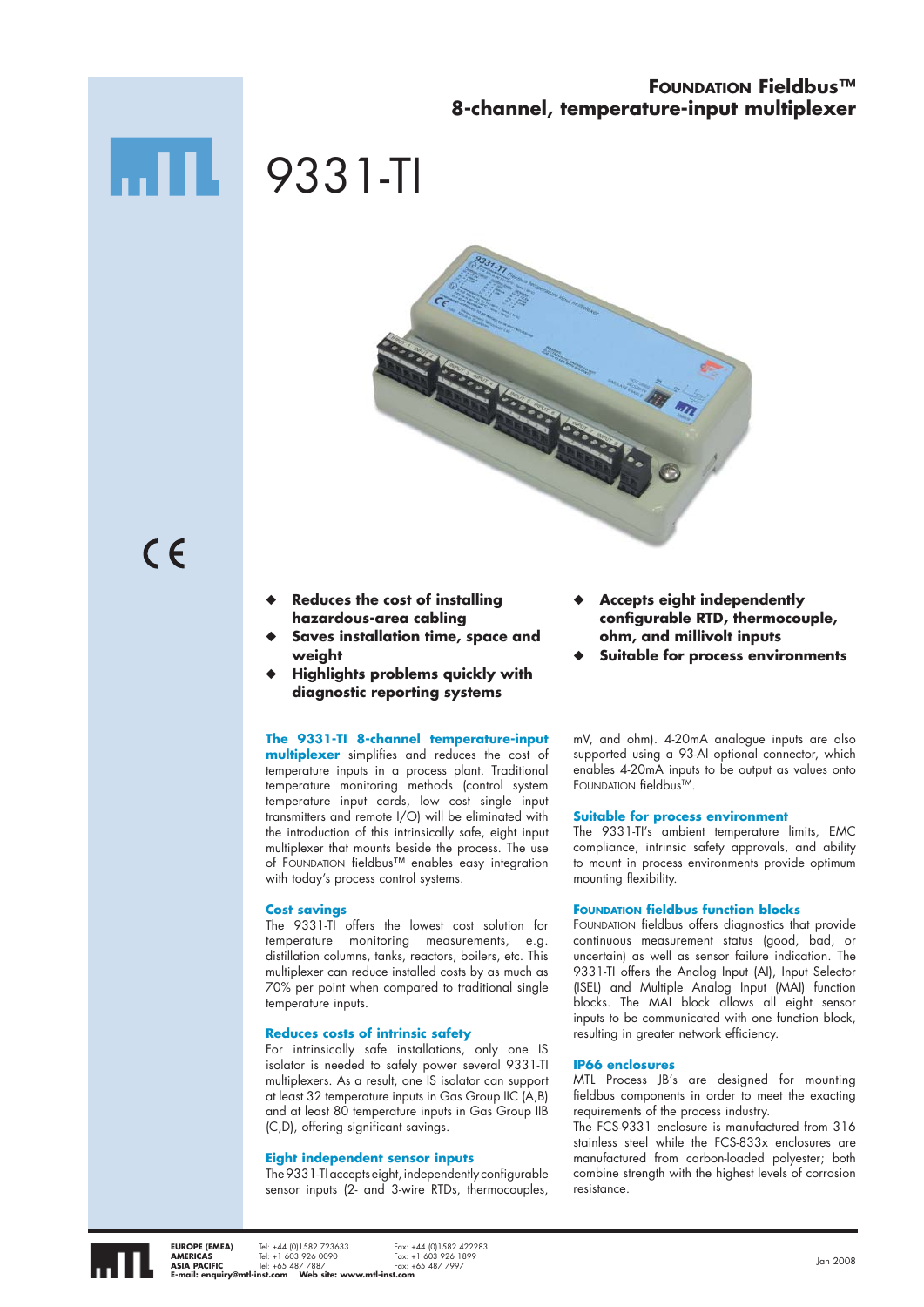# FOUNDATION Fieldbus™ 8-channel, temperature-input multiplexer

# 9331-TI

- **Reduces the cost of installing hazardous-area cabling**
- **Saves installation time, space and weight**
- **Highlights problems quickly with diagnostic reporting systems**
- **Accepts eight independently configurable RTD, thermocouple, ohm, and millivolt inputs**
- **Suitable for process environments**

**The 9331-TI 8-channel temperature-input multiplexer** simplifies and reduces the cost of temperature inputs in a process plant. Traditional temperature monitoring methods (control system temperature input cards, low cost single input transmitters and remote I/O) will be eliminated with the introduction of this intrinsically safe, eight input multiplexer that mounts beside the process. The use of FOUNDATION fieldbus™ enables easy integration with today's process control systems.

### Cost savings

The 9331-TI offers the lowest cost solution for temperature monitoring measurements, e.g. distillation columns, tanks, reactors, boilers, etc. This multiplexer can reduce installed costs by as much as 70% per point when compared to traditional single temperature inputs.

### Reduces costs of intrinsic safety

For intrinsically safe installations, only one IS isolator is needed to safely power several 9331-TI multiplexers. As a result, one IS isolator can support at least 32 temperature inputs in Gas Group IIC (A,B) and at least 80 temperature inputs in Gas Group IIB (C,D), offering significant savings.

### Eight independent sensor inputs

The 9331-TI accepts eight, independently configurable sensor inputs (2- and 3-wire RTDs, thermocouples, mV, and ohm). 4-20mA analogue inputs are also supported using a 93-AI optional connector, which enables 4-20mA inputs to be output as values onto FOUNDATION fieldbus™.

### Suitable for process environment

The 9331-TI's ambient temperature limits, EMC compliance, intrinsic safety approvals, and ability to mount in process environments provide optimum mounting flexibility.

### FOUNDATION fieldbus function blocks

FOUNDATION fieldbus offers diagnostics that provide continuous measurement status (good, bad, or uncertain) as well as sensor failure indication. The 9331-TI offers the Analog Input (AI), Input Selector (ISEL) and Multiple Analog Input (MAI) function blocks. The MAI block allows all eight sensor inputs to be communicated with one function block, resulting in greater network efficiency.

### IP66 enclosures

MTL Process JB's are designed for mounting fieldbus components in order to meet the exacting requirements of the process industry.

The FCS-9331 enclosure is manufactured from 316 stainless steel while the FCS-833x enclosures are manufactured from carbon-loaded polyester; both combine strength with the highest levels of corrosion resistance.

**EUROPE (EMEA)** Tel: +44 (0)1582 723633 Fax: +44 (0)1582 422283
**AMERICAS** Tel: +1 603 926 0090 Fax: +1 603 926 1899
**ASIA PACIFIC** Tel: +65 487 7887 Fax: +65 487 7997
**E-mail: enquiry@mtl-inst.com Web site: www.mtl-inst.com**

Jan 2008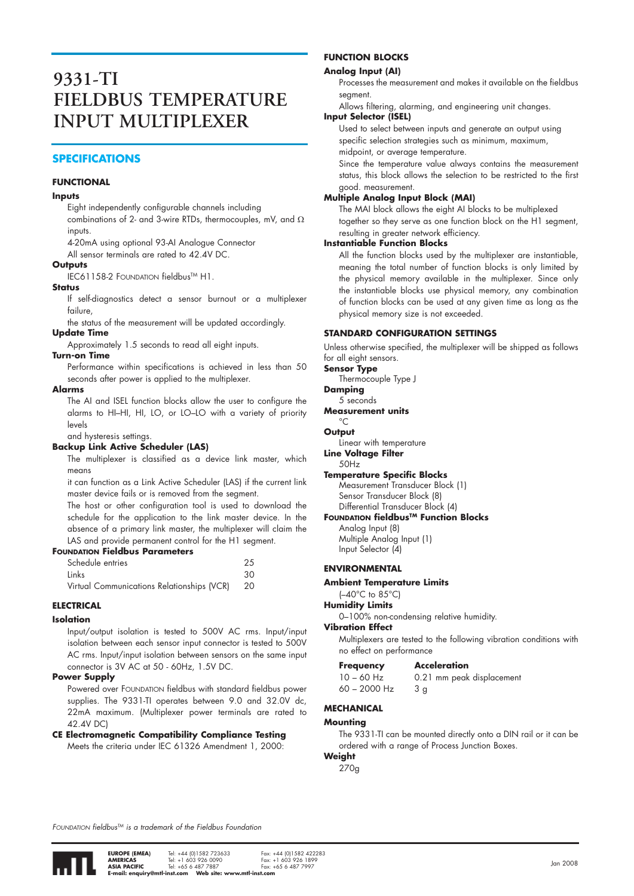# 9331-TI FIELDBUS TEMPERATURE INPUT MULTIPLEXER

## SPECIFICATIONS

### FUNCTIONAL

**Inputs**

Eight independently configurable channels including combinations of 2- and 3-wire RTDs, thermocouples, mV, and Ω inputs.

4-20mA using optional 93-AI Analogue Connector

All sensor terminals are rated to 42.4V DC.

**Outputs**

IEC61158-2 FOUNDATION fieldbus™ H1.

**Status**

If self-diagnostics detect a sensor burnout or a multiplexer failure,

the status of the measurement will be updated accordingly.

**Update Time**

Approximately 1.5 seconds to read all eight inputs.

**Turn-on Time**

Performance within specifications is achieved in less than 50 seconds after power is applied to the multiplexer.

**Alarms**

The AI and ISEL function blocks allow the user to configure the alarms to HI–HI, HI, LO, or LO–LO with a variety of priority levels

and hysteresis settings.

**Backup Link Active Scheduler (LAS)**

The multiplexer is classified as a device link master, which means

it can function as a Link Active Scheduler (LAS) if the current link master device fails or is removed from the segment.

The host or other configuration tool is used to download the schedule for the application to the link master device. In the absence of a primary link master, the multiplexer will claim the LAS and provide permanent control for the H1 segment.

**FOUNDATION Fieldbus Parameters**

| | |
|---|---|
| Schedule entries | 25 |
| Links | 30 |
| Virtual Communications Relationships (VCR) | 20 |

### ELECTRICAL

**Isolation**

Input/output isolation is tested to 500V AC rms. Input/input isolation between each sensor input connector is tested to 500V AC rms. Input/input isolation between sensors on the same input connector is 3V AC at 50 - 60Hz, 1.5V DC.

**Power Supply**

Powered over FOUNDATION fieldbus with standard fieldbus power supplies. The 9331-TI operates between 9.0 and 32.0V dc, 22mA maximum. (Multiplexer power terminals are rated to 42.4V DC)

**CE Electromagnetic Compatibility Compliance Testing**

Meets the criteria under IEC 61326 Amendment 1, 2000:

### FUNCTION BLOCKS

**Analog Input (AI)**

Processes the measurement and makes it available on the fieldbus segment.

Allows filtering, alarming, and engineering unit changes.

**Input Selector (ISEL)**

Used to select between inputs and generate an output using specific selection strategies such as minimum, maximum, midpoint, or average temperature.

Since the temperature value always contains the measurement status, this block allows the selection to be restricted to the first good. measurement.

**Multiple Analog Input Block (MAI)**

The MAI block allows the eight AI blocks to be multiplexed together so they serve as one function block on the H1 segment, resulting in greater network efficiency.

**Instantiable Function Blocks**

All the function blocks used by the multiplexer are instantiable, meaning the total number of function blocks is only limited by the physical memory available in the multiplexer. Since only the instantiable blocks use physical memory, any combination of function blocks can be used at any given time as long as the physical memory size is not exceeded.

### STANDARD CONFIGURATION SETTINGS

Unless otherwise specified, the multiplexer will be shipped as follows for all eight sensors.

**Sensor Type**

Thermocouple Type J

**Damping**

5 seconds

**Measurement units**

°C

**Output**

Linear with temperature

**Line Voltage Filter**

50Hz

**Temperature Specific Blocks**

Measurement Transducer Block (1)
Sensor Transducer Block (8)
Differential Transducer Block (4)

**FOUNDATION fieldbus™ Function Blocks**

Analog Input (8)
Multiple Analog Input (1)
Input Selector (4)

### ENVIRONMENTAL

**Ambient Temperature Limits**

(–40°C to 85°C)

**Humidity Limits**

0–100% non-condensing relative humidity.

**Vibration Effect**

Multiplexers are tested to the following vibration conditions with no effect on performance

| Frequency | Acceleration |
|---|---|
| 10 – 60 Hz | 0.21 mm peak displacement |
| 60 – 2000 Hz | 3 g |

### MECHANICAL

**Mounting**

The 9331-TI can be mounted directly onto a DIN rail or it can be ordered with a range of Process Junction Boxes.

**Weight**

270g

*FOUNDATION fieldbus™ is a trademark of the Fieldbus Foundation*

| | | |
|---|---|---|
| **EUROPE (EMEA)** | Tel: +44 (0)1582 723633 | Fax: +44 (0)1582 422283 |
| **AMERICAS** | Tel: +1 603 926 0090 | Fax: +1 603 926 1899 |
| **ASIA PACIFIC** | Tel: +65 6 487 7887 | Fax: +65 6 487 7997 |

**E-mail: enquiry@mtl-inst.com Web site: www.mtl-inst.com**

Jan 2008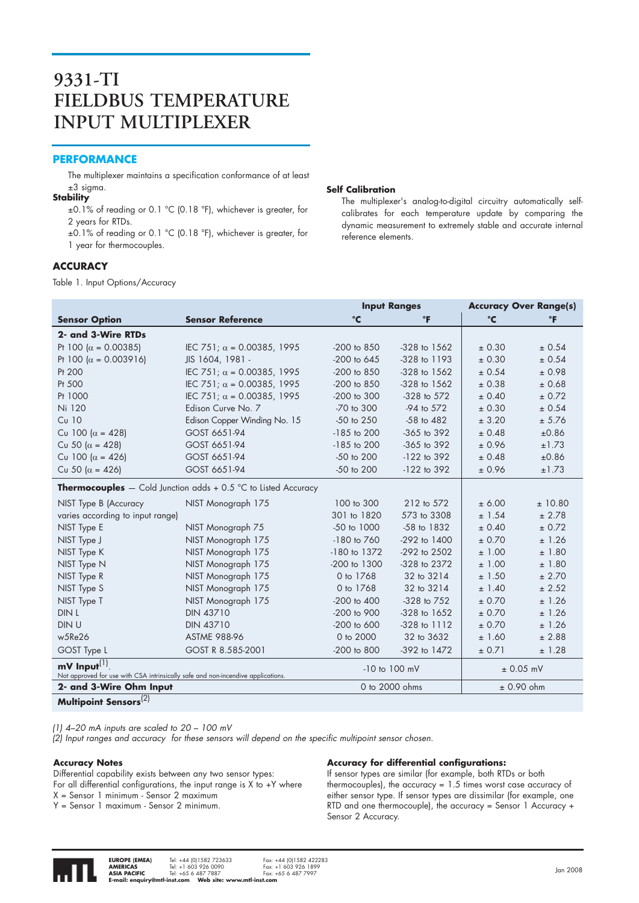# 9331-TI FIELDBUS TEMPERATURE INPUT MULTIPLEXER

## PERFORMANCE

The multiplexer maintains a specification conformance of at least ±3 sigma.

**Stability**

±0.1% of reading or 0.1 °C (0.18 °F), whichever is greater, for 2 years for RTDs.

±0.1% of reading or 0.1 °C (0.18 °F), whichever is greater, for 1 year for thermocouples.

**Self Calibration**

The multiplexer's analog-to-digital circuitry automatically self-calibrates for each temperature update by comparing the dynamic measurement to extremely stable and accurate internal reference elements.

## ACCURACY

Table 1. Input Options/Accuracy

| Sensor Option | Sensor Reference | Input Ranges °C | Input Ranges °F | Accuracy Over Range(s) °C | Accuracy Over Range(s) °F |
|---|---|---|---|---|---|
| **2- and 3-Wire RTDs** | | | | | |
| Pt 100 (α = 0.00385) | IEC 751; α = 0.00385, 1995 | -200 to 850 | -328 to 1562 | ± 0.30 | ± 0.54 |
| Pt 100 (α = 0.003916) | JIS 1604, 1981 - | -200 to 645 | -328 to 1193 | ± 0.30 | ± 0.54 |
| Pt 200 | IEC 751; α = 0.00385, 1995 | -200 to 850 | -328 to 1562 | ± 0.54 | ± 0.98 |
| Pt 500 | IEC 751; α = 0.00385, 1995 | -200 to 850 | -328 to 1562 | ± 0.38 | ± 0.68 |
| Pt 1000 | IEC 751; α = 0.00385, 1995 | -200 to 300 | -328 to 572 | ± 0.40 | ± 0.72 |
| Ni 120 | Edison Curve No. 7 | -70 to 300 | -94 to 572 | ± 0.30 | ± 0.54 |
| Cu 10 | Edison Copper Winding No. 15 | -50 to 250 | -58 to 482 | ± 3.20 | ± 5.76 |
| Cu 100 (α = 428) | GOST 6651-94 | -185 to 200 | -365 to 392 | ± 0.48 | ±0.86 |
| Cu 50 (α = 428) | GOST 6651-94 | -185 to 200 | -365 to 392 | ± 0.96 | ±1.73 |
| Cu 100 (α = 426) | GOST 6651-94 | -50 to 200 | -122 to 392 | ± 0.48 | ±0.86 |
| Cu 50 (α = 426) | GOST 6651-94 | -50 to 200 | -122 to 392 | ± 0.96 | ±1.73 |
| **Thermocouples** — Cold Junction adds + 0.5 °C to Listed Accuracy | | | | | |
| NIST Type B (Accuracy varies according to input range) | NIST Monograph 175 | 100 to 300 | 212 to 572 | ± 6.00 | ± 10.80 |
| | | 301 to 1820 | 573 to 3308 | ± 1.54 | ± 2.78 |
| NIST Type E | NIST Monograph 75 | -50 to 1000 | -58 to 1832 | ± 0.40 | ± 0.72 |
| NIST Type J | NIST Monograph 175 | -180 to 760 | -292 to 1400 | ± 0.70 | ± 1.26 |
| NIST Type K | NIST Monograph 175 | -180 to 1372 | -292 to 2502 | ± 1.00 | ± 1.80 |
| NIST Type N | NIST Monograph 175 | -200 to 1300 | -328 to 2372 | ± 1.00 | ± 1.80 |
| NIST Type R | NIST Monograph 175 | 0 to 1768 | 32 to 3214 | ± 1.50 | ± 2.70 |
| NIST Type S | NIST Monograph 175 | 0 to 1768 | 32 to 3214 | ± 1.40 | ± 2.52 |
| NIST Type T | NIST Monograph 175 | -200 to 400 | -328 to 752 | ± 0.70 | ± 1.26 |
| DIN L | DIN 43710 | -200 to 900 | -328 to 1652 | ± 0.70 | ± 1.26 |
| DIN U | DIN 43710 | -200 to 600 | -328 to 1112 | ± 0.70 | ± 1.26 |
| w5Re26 | ASTME 988-96 | 0 to 2000 | 32 to 3632 | ± 1.60 | ± 2.88 |
| GOST Type L | GOST R 8.585-2001 | -200 to 800 | -392 to 1472 | ± 0.71 | ± 1.28 |
| **mV Input**(1). Not approved for use with CSA intrinsically safe and non-incendive applications. | | -10 to 100 mV | | ± 0.05 mV | |
| **2- and 3-Wire Ohm Input** | | 0 to 2000 ohms | | ± 0.90 ohm | |
| **Multipoint Sensors**(2) | | | | | |

*(1) 4–20 mA inputs are scaled to 20 – 100 mV*

*(2) Input ranges and accuracy for these sensors will depend on the specific multipoint sensor chosen.*

**Accuracy Notes**

Differential capability exists between any two sensor types:
For all differential configurations, the input range is X to +Y where
X = Sensor 1 minimum - Sensor 2 maximum
Y = Sensor 1 maximum - Sensor 2 minimum.

**Accuracy for differential configurations:**

If sensor types are similar (for example, both RTDs or both thermocouples), the accuracy = 1.5 times worst case accuracy of either sensor type. If sensor types are dissimilar (for example, one RTD and one thermocouple), the accuracy = Sensor 1 Accuracy + Sensor 2 Accuracy.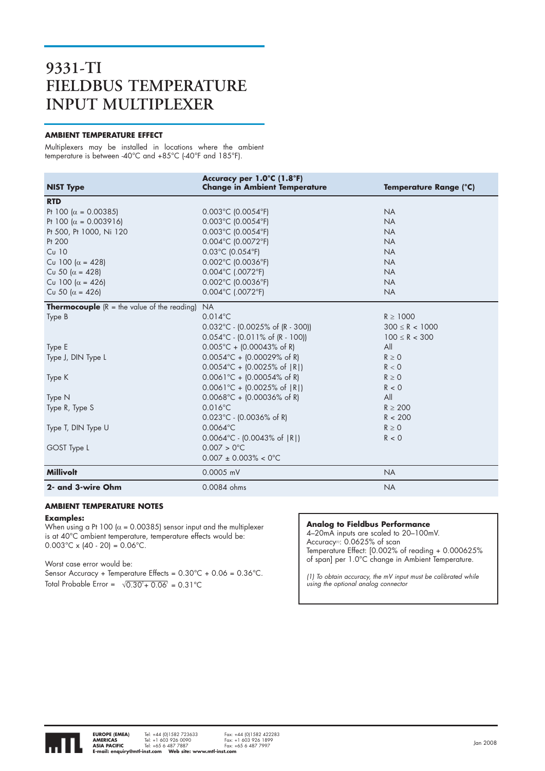# 9331-TI FIELDBUS TEMPERATURE INPUT MULTIPLEXER

### AMBIENT TEMPERATURE EFFECT

Multiplexers may be installed in locations where the ambient temperature is between -40°C and +85°C (-40°F and 185°F).

| NIST Type | Accuracy per 1.0°C (1.8°F) Change in Ambient Temperature | Temperature Range (°C) |
|---|---|---|
| **RTD** | | |
| Pt 100 (α = 0.00385) | 0.003°C (0.0054°F) | NA |
| Pt 100 (α = 0.003916) | 0.003°C (0.0054°F) | NA |
| Pt 500, Pt 1000, Ni 120 | 0.003°C (0.0054°F) | NA |
| Pt 200 | 0.004°C (0.0072°F) | NA |
| Cu 10 | 0.03°C (0.054°F) | NA |
| Cu 100 (α = 428) | 0.002°C (0.0036°F) | NA |
| Cu 50 (α = 428) | 0.004°C (.0072°F) | NA |
| Cu 100 (α = 426) | 0.002°C (0.0036°F) | NA |
| Cu 50 (α = 426) | 0.004°C (.0072°F) | NA |
| **Thermocouple** (R = the value of the reading) | NA | |
| Type B | 0.014°C | R ≥ 1000 |
| | 0.032°C - (0.0025% of (R - 300)) | 300 ≤ R < 1000 |
| | 0.054°C - (0.011% of (R - 100)) | 100 ≤ R < 300 |
| Type E | 0.005°C + (0.00043% of R) | All |
| Type J, DIN Type L | 0.0054°C + (0.00029% of R) | R ≥ 0 |
| | 0.0054°C + (0.0025% of \|R\|) | R < 0 |
| Type K | 0.0061°C + (0.00054% of R) | R ≥ 0 |
| | 0.0061°C + (0.0025% of \|R\|) | R < 0 |
| Type N | 0.0068°C + (0.00036% of R) | All |
| Type R, Type S | 0.016°C | R ≥ 200 |
| | 0.023°C - (0.0036% of R) | R < 200 |
| Type T, DIN Type U | 0.0064°C | R ≥ 0 |
| | 0.0064°C - (0.0043% of \|R\|) | R < 0 |
| GOST Type L | 0.007 > 0°C | |
| | 0.007 ± 0.003% < 0°C | |
| **Millivolt** | 0.0005 mV | NA |
| **2- and 3-wire Ohm** | 0.0084 ohms | NA |

### AMBIENT TEMPERATURE NOTES

**Examples:**

When using a Pt 100 (α = 0.00385) sensor input and the multiplexer is at 40°C ambient temperature, temperature effects would be: 0.003°C x (40 - 20) = 0.06°C.

Worst case error would be:

Sensor Accuracy + Temperature Effects = 0.30°C + 0.06 = 0.36°C.

Total Probable Error = $\sqrt{0.30^2 + 0.06^2} = 0.31$°C

**Analog to Fieldbus Performance**

4–20mA inputs are scaled to 20–100mV.

Accuracy[1]: 0.0625% of scan

Temperature Effect: [0.002% of reading + 0.000625% of span] per 1.0°C change in Ambient Temperature.

*(1) To obtain accuracy, the mV input must be calibrated while using the optional analog connector*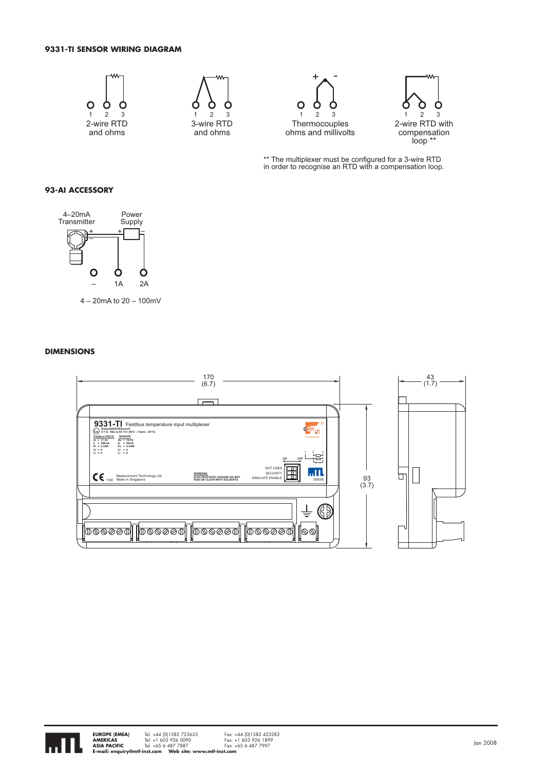## 9331-TI SENSOR WIRING DIAGRAM

1 2 3
2-wire RTD and ohms

1 2 3
3-wire RTD and ohms

+ -
1 2 3
Thermocouples ohms and millivolts

1 2 3
2-wire RTD with compensation loop **

** The multiplexer must be configured for a 3-wire RTD in order to recognise an RTD with a compensation loop.

## 93-AI ACCESSORY

4–20mA Transmitter

Power Supply

– 1A 2A

4 – 20mA to 20 – 100mV

## DIMENSIONS

170 (6.7)

43 (1.7)

93 (3.7)

**EUROPE (EMEA)** Tel: +44 (0)1582 723633 Fax: +44 (0)1582 422283
**AMERICAS** Tel: +1 603 926 0090 Fax: +1 603 926 1899
**ASIA PACIFIC** Tel: +65 6 487 7887 Fax: +65 6 487 7997
**E-mail: enquiry@mtl-inst.com Web site: www.mtl-inst.com**

Jan 2008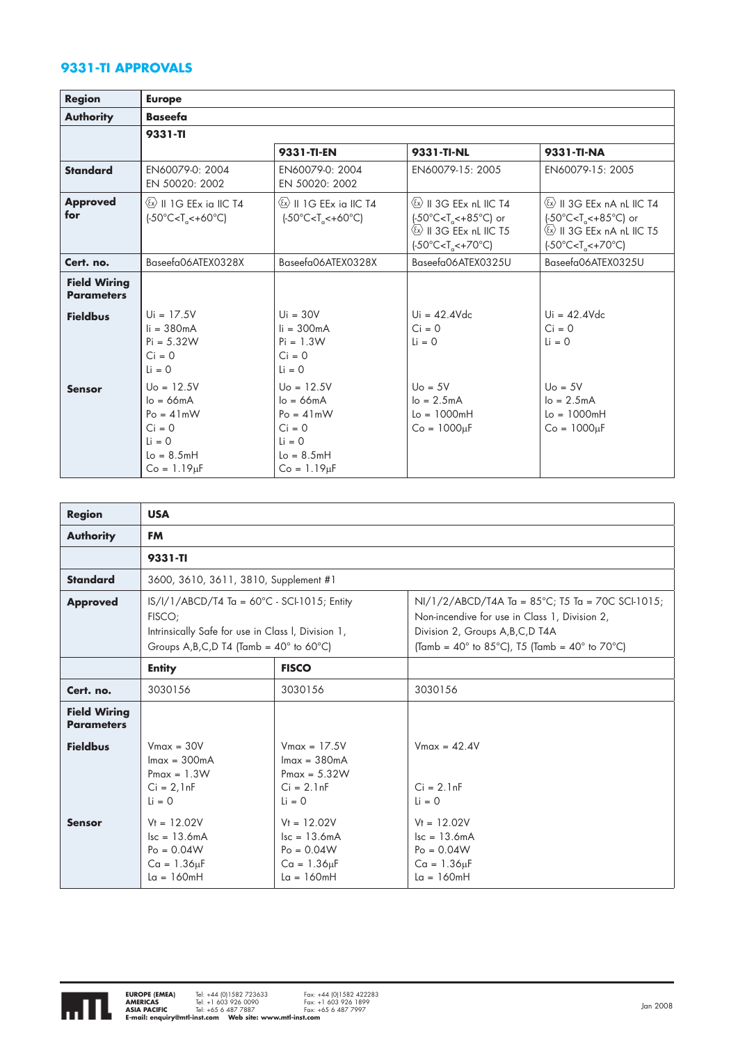## 9331-TI APPROVALS

| Region | Europe | | | |
|---|---|---|---|---|
| Authority | Baseefa | | | |
| | 9331-TI | 9331-TI-EN | 9331-TI-NL | 9331-TI-NA |
| Standard | EN60079-0: 2004<br>EN 50020: 2002 | EN60079-0: 2004<br>EN 50020: 2002 | EN60079-15: 2005 | EN60079-15: 2005 |
| Approved for | Ex II 1G EEx ia IIC T4 (-50°C<$T_a$<+60°C) | Ex II 1G EEx ia IIC T4 (-50°C<$T_a$<+60°C) | Ex II 3G EEx nL IIC T4 (-50°C<$T_a$<+85°C) or Ex II 3G EEx nL IIC T5 (-50°C<$T_a$<+70°C) | Ex II 3G EEx nA nL IIC T4 (-50°C<$T_a$<+85°C) or Ex II 3G EEx nA nL IIC T5 (-50°C<$T_a$<+70°C) |
| Cert. no. | Baseefa06ATEX0328X | Baseefa06ATEX0328X | Baseefa06ATEX0325U | Baseefa06ATEX0325U |
| **Field Wiring Parameters** | | | | |
| Fieldbus | Ui = 17.5V<br>Ii = 380mA<br>Pi = 5.32W<br>Ci = 0<br>Li = 0 | Ui = 30V<br>Ii = 300mA<br>Pi = 1.3W<br>Ci = 0<br>Li = 0 | Ui = 42.4Vdc<br>Ci = 0<br>Li = 0 | Ui = 42.4Vdc<br>Ci = 0<br>Li = 0 |
| Sensor | Uo = 12.5V<br>Io = 66mA<br>Po = 41mW<br>Ci = 0<br>Li = 0<br>Lo = 8.5mH<br>Co = 1.19µF | Uo = 12.5V<br>Io = 66mA<br>Po = 41mW<br>Ci = 0<br>Li = 0<br>Lo = 8.5mH<br>Co = 1.19µF | Uo = 5V<br>Io = 2.5mA<br>Lo = 1000mH<br>Co = 1000µF | Uo = 5V<br>Io = 2.5mA<br>Lo = 1000mH<br>Co = 1000µF |

| Region | USA | | |
|---|---|---|---|
| Authority | FM | | |
| | 9331-TI | | |
| Standard | 3600, 3610, 3611, 3810, Supplement #1 | | |
| Approved | IS/I/1/ABCD/T4 Ta = 60°C - SCI-1015; Entity FISCO;<br>Intrinsically Safe for use in Class I, Division 1, Groups A,B,C,D T4 (Tamb = 40° to 60°C) | | NI/1/2/ABCD/T4A Ta = 85°C; T5 Ta = 70C SCI-1015;<br>Non-incendive for use in Class 1, Division 2, Division 2, Groups A,B,C,D T4A<br>(Tamb = 40° to 85°C), T5 (Tamb = 40° to 70°C) |
| | Entity | FISCO | |
| Cert. no. | 3030156 | 3030156 | 3030156 |
| **Field Wiring Parameters** | | | |
| Fieldbus | Vmax = 30V<br>Imax = 300mA<br>Pmax = 1.3W<br>Ci = 2,1nF<br>Li = 0 | Vmax = 17.5V<br>Imax = 380mA<br>Pmax = 5.32W<br>Ci = 2.1nF<br>Li = 0 | Vmax = 42.4V<br>Ci = 2.1nF<br>Li = 0 |
| Sensor | Vt = 12.02V<br>Isc = 13.6mA<br>Po = 0.04W<br>Ca = 1.36µF<br>La = 160mH | Vt = 12.02V<br>Isc = 13.6mA<br>Po = 0.04W<br>Ca = 1.36µF<br>La = 160mH | Vt = 12.02V<br>Isc = 13.6mA<br>Po = 0.04W<br>Ca = 1.36µF<br>La = 160mH |

**EUROPE (EMEA)** Tel: +44 (0)1582 723633 Fax: +44 (0)1582 422283
**AMERICAS** Tel: +1 603 926 0090 Fax: +1 603 926 1899
**ASIA PACIFIC** Tel: +65 6 487 7887 Fax: +65 6 487 7997
**E-mail: enquiry@mtl-inst.com Web site: www.mtl-inst.com**

Jan 2008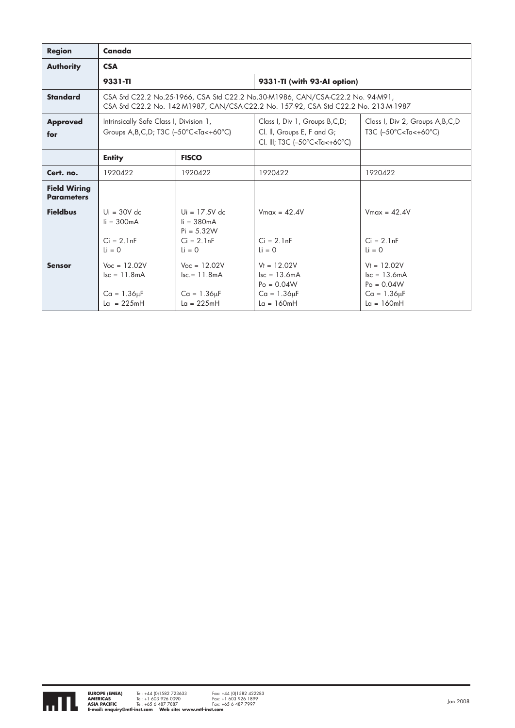| Region | Canada | | | |
|---|---|---|---|---|
| **Authority** | **CSA** | | | |
| | **9331-TI** | | **9331-TI (with 93-AI option)** | |
| **Standard** | CSA Std C22.2 No.25-1966, CSA Std C22.2 No.30-M1986, CAN/CSA-C22.2 No. 94-M91, CSA Std C22.2 No. 142-M1987, CAN/CSA-C22.2 No. 157-92, CSA Std C22.2 No. 213-M-1987 | | | |
| **Approved for** | Intrinsically Safe Class I, Division 1, Groups A,B,C,D; T3C (–50°C<Ta<+60°C) | | Class I, Div 1, Groups B,C,D; Cl. II, Groups E, F and G; Cl. III; T3C (–50°C<Ta<+60°C) | Class I, Div 2, Groups A,B,C,D T3C (–50°C<Ta<+60°C) |
| | **Entity** | **FISCO** | | |
| **Cert. no.** | 1920422 | 1920422 | 1920422 | 1920422 |
| **Field Wiring Parameters** | | | | |
| **Fieldbus** | $U_i$ = 30V dc<br>$I_i$ = 300mA<br><br>$C_i$ = 2.1nF<br>$L_i$ = 0 | $U_i$ = 17.5V dc<br>$I_i$ = 380mA<br>$P_i$ = 5.32W<br>$C_i$ = 2.1nF<br>$L_i$ = 0 | $V_{max}$ = 42.4V<br><br><br>$C_i$ = 2.1nF<br>$L_i$ = 0 | $V_{max}$ = 42.4V<br><br><br>$C_i$ = 2.1nF<br>$L_i$ = 0 |
| **Sensor** | $V_{oc}$ = 12.02V<br>$I_{sc}$ = 11.8mA<br><br>$C_a$ = 1.36μF<br>$L_a$ = 225mH | $V_{oc}$ = 12.02V<br>$I_{sc}$ = 11.8mA<br><br>$C_a$ = 1.36μF<br>$L_a$ = 225mH | $V_t$ = 12.02V<br>$I_{sc}$ = 13.6mA<br>$P_o$ = 0.04W<br>$C_a$ = 1.36μF<br>$L_a$ = 160mH | $V_t$ = 12.02V<br>$I_{sc}$ = 13.6mA<br>$P_o$ = 0.04W<br>$C_a$ = 1.36μF<br>$L_a$ = 160mH |

**EUROPE (EMEA)** Tel: +44 (0)1582 723633 Fax: +44 (0)1582 422283
**AMERICAS** Tel: +1 603 926 0090 Fax: +1 603 926 1899
**ASIA PACIFIC** Tel: +65 6 487 7887 Fax: +65 6 487 7997
**E-mail: enquiry@mtl-inst.com Web site: www.mtl-inst.com**

Jan 2008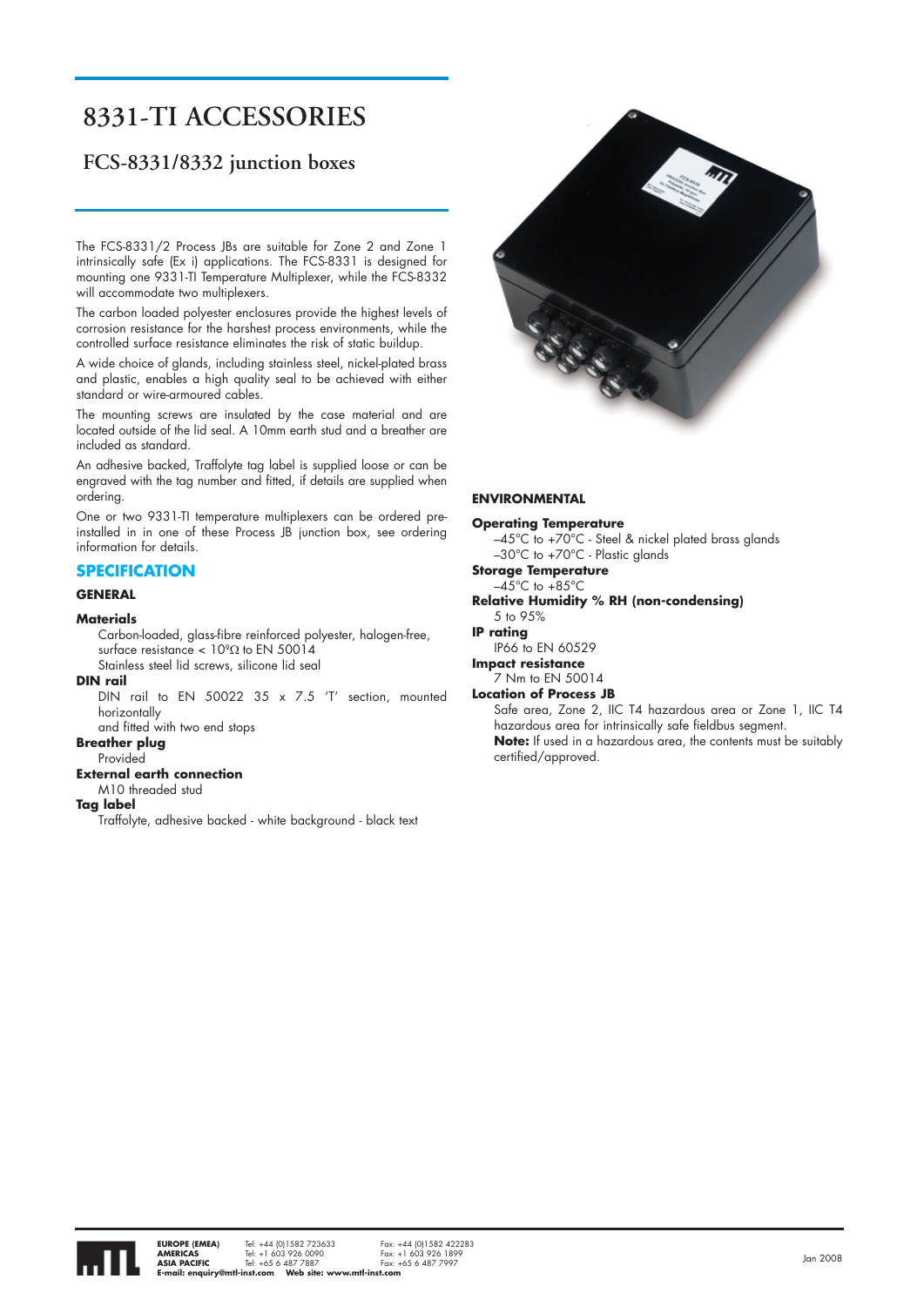# 8331-TI ACCESSORIES

## FCS-8331/8332 junction boxes

The FCS-8331/2 Process JBs are suitable for Zone 2 and Zone 1 intrinsically safe (Ex i) applications. The FCS-8331 is designed for mounting one 9331-TI Temperature Multiplexer, while the FCS-8332 will accommodate two multiplexers.

The carbon loaded polyester enclosures provide the highest levels of corrosion resistance for the harshest process environments, while the controlled surface resistance eliminates the risk of static buildup.

A wide choice of glands, including stainless steel, nickel-plated brass and plastic, enables a high quality seal to be achieved with either standard or wire-armoured cables.

The mounting screws are insulated by the case material and are located outside of the lid seal. A 10mm earth stud and a breather are included as standard.

An adhesive backed, Traffolyte tag label is supplied loose or can be engraved with the tag number and fitted, if details are supplied when ordering.

One or two 9331-TI temperature multiplexers can be ordered pre-installed in in one of these Process JB junction box, see ordering information for details.

## SPECIFICATION

### GENERAL

**Materials**
Carbon-loaded, glass-fibre reinforced polyester, halogen-free, surface resistance < $10^9\Omega$ to EN 50014
Stainless steel lid screws, silicone lid seal

**DIN rail**
DIN rail to EN 50022 35 x 7.5 'T' section, mounted horizontally
and fitted with two end stops

**Breather plug**
Provided

**External earth connection**
M10 threaded stud

**Tag label**
Traffolyte, adhesive backed - white background - black text

### ENVIRONMENTAL

**Operating Temperature**
–45°C to +70°C - Steel & nickel plated brass glands
–30°C to +70°C - Plastic glands

**Storage Temperature**
–45°C to +85°C

**Relative Humidity % RH (non-condensing)**
5 to 95%

**IP rating**
IP66 to EN 60529

**Impact resistance**
7 Nm to EN 50014

**Location of Process JB**
Safe area, Zone 2, IIC T4 hazardous area or Zone 1, IIC T4 hazardous area for intrinsically safe fieldbus segment.
**Note:** If used in a hazardous area, the contents must be suitably certified/approved.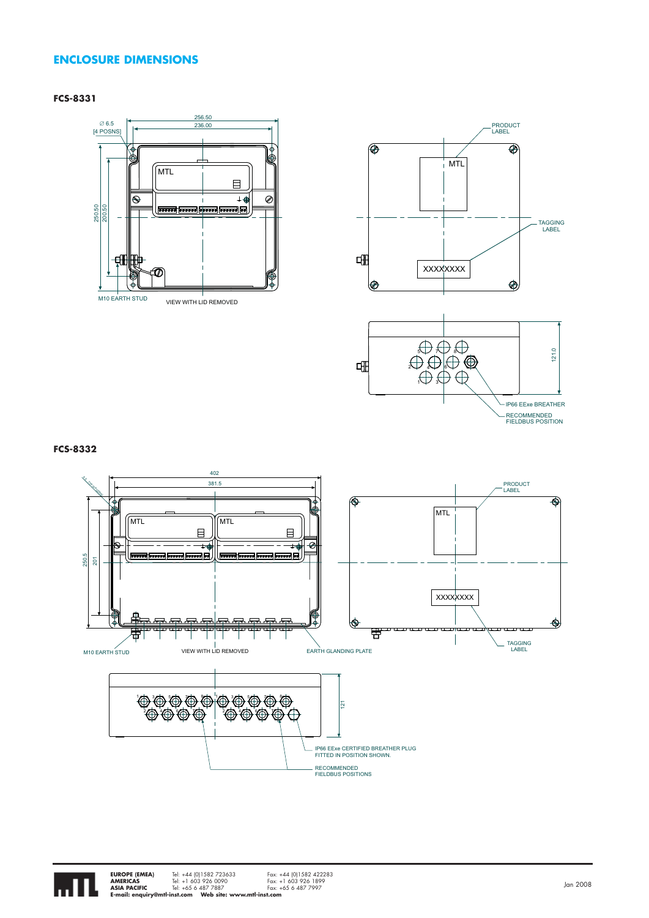## ENCLOSURE DIMENSIONS

### FCS-8331

∅ 6.5 [4 POSNS]

256.50

236.00

250.50

200.50

MTL

M10 EARTH STUD

VIEW WITH LID REMOVED

PRODUCT LABEL

TAGGING LABEL

XXXXXXXX

121.0

IP66 EExe BREATHER

RECOMMENDED FIELDBUS POSITION

### FCS-8332

402

381.5

250.5

201

MTL

M10 EARTH STUD

VIEW WITH LID REMOVED

EARTH GLANDING PLATE

PRODUCT LABEL

TAGGING LABEL

XXXXXXXX

121

IP66 EExe CERTIFIED BREATHER PLUG FITTED IN POSITION SHOWN.

RECOMMENDED FIELDBUS POSITIONS

**EUROPE (EMEA)** Tel: +44 (0)1582 723633 Fax: +44 (0)1582 422283
**AMERICAS** Tel: +1 603 926 0090 Fax: +1 603 926 1899
**ASIA PACIFIC** Tel: +65 6 487 7887 Fax: +65 6 487 7997
**E-mail: enquiry@mtl-inst.com Web site: www.mtl-inst.com**

Jan 2008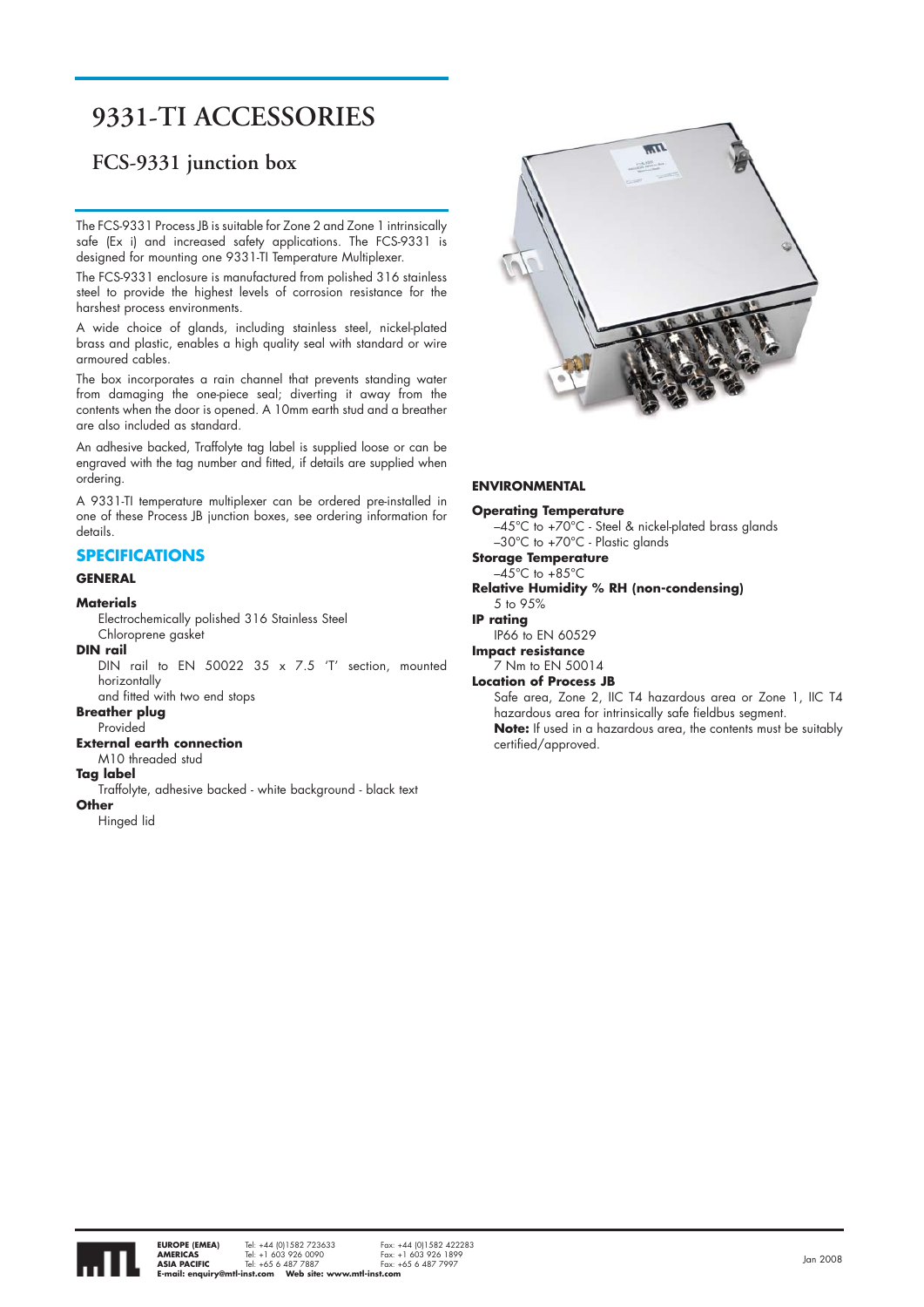# 9331-TI ACCESSORIES

## FCS-9331 junction box

The FCS-9331 Process JB is suitable for Zone 2 and Zone 1 intrinsically safe (Ex i) and increased safety applications. The FCS-9331 is designed for mounting one 9331-TI Temperature Multiplexer.

The FCS-9331 enclosure is manufactured from polished 316 stainless steel to provide the highest levels of corrosion resistance for the harshest process environments.

A wide choice of glands, including stainless steel, nickel-plated brass and plastic, enables a high quality seal with standard or wire armoured cables.

The box incorporates a rain channel that prevents standing water from damaging the one-piece seal; diverting it away from the contents when the door is opened. A 10mm earth stud and a breather are also included as standard.

An adhesive backed, Traffolyte tag label is supplied loose or can be engraved with the tag number and fitted, if details are supplied when ordering.

A 9331-TI temperature multiplexer can be ordered pre-installed in one of these Process JB junction boxes, see ordering information for details.

### SPECIFICATIONS

#### GENERAL

**Materials**
Electrochemically polished 316 Stainless Steel
Chloroprene gasket

**DIN rail**
DIN rail to EN 50022 35 x 7.5 'T' section, mounted horizontally
and fitted with two end stops

**Breather plug**
Provided

**External earth connection**
M10 threaded stud

**Tag label**
Traffolyte, adhesive backed - white background - black text

**Other**
Hinged lid

#### ENVIRONMENTAL

**Operating Temperature**
–45°C to +70°C - Steel & nickel-plated brass glands
–30°C to +70°C - Plastic glands

**Storage Temperature**
–45°C to +85°C

**Relative Humidity % RH (non-condensing)**
5 to 95%

**IP rating**
IP66 to EN 60529

**Impact resistance**
7 Nm to EN 50014

**Location of Process JB**
Safe area, Zone 2, IIC T4 hazardous area or Zone 1, IIC T4 hazardous area for intrinsically safe fieldbus segment.
**Note:** If used in a hazardous area, the contents must be suitably certified/approved.

**EUROPE (EMEA)** Tel: +44 (0)1582 723633 Fax: +44 (0)1582 422283
**AMERICAS** Tel: +1 603 926 0090 Fax: +1 603 926 1899
**ASIA PACIFIC** Tel: +65 6 487 7887 Fax: +65 6 487 7997
**E-mail: enquiry@mtl-inst.com Web site: www.mtl-inst.com**

Jan 2008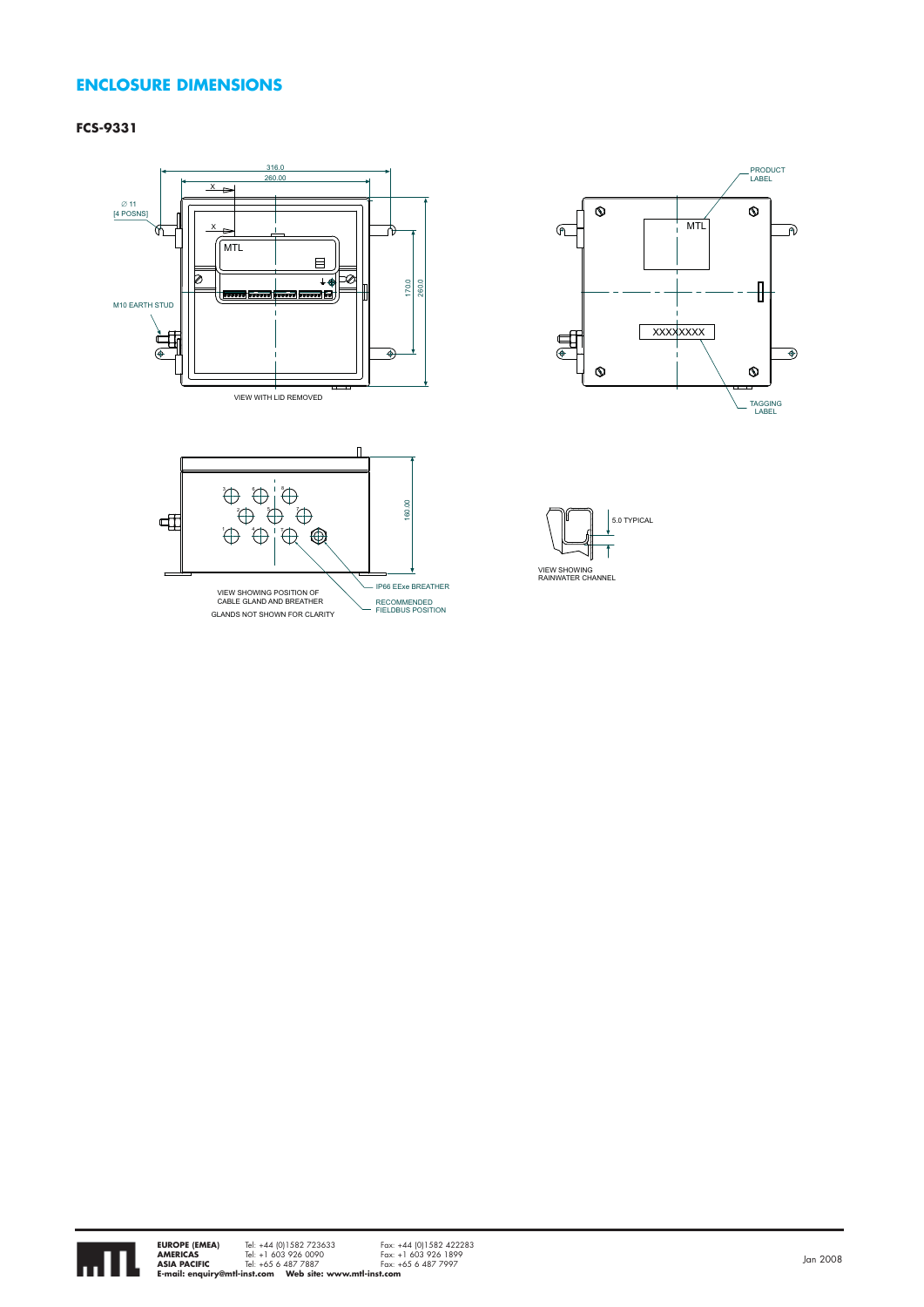## ENCLOSURE DIMENSIONS

**FCS-9331**

316.0

260.00

X

X

∅ 11
[4 POSNS]

MTL

M10 EARTH STUD

170.0

260.0

VIEW WITH LID REMOVED

PRODUCT LABEL

MTL

XXXXXXXX

TAGGING LABEL

160.00

IP66 EExe BREATHER

VIEW SHOWING POSITION OF CABLE GLAND AND BREATHER

RECOMMENDED FIELDBUS POSITION

GLANDS NOT SHOWN FOR CLARITY

5.0 TYPICAL

VIEW SHOWING RAINWATER CHANNEL

**EUROPE (EMEA)** Tel: +44 (0)1582 723633 Fax: +44 (0)1582 422283
**AMERICAS** Tel: +1 603 926 0090 Fax: +1 603 926 1899
**ASIA PACIFIC** Tel: +65 6 487 7887 Fax: +65 6 487 7997
**E-mail: enquiry@mtl-inst.com Web site: www.mtl-inst.com**

Jan 2008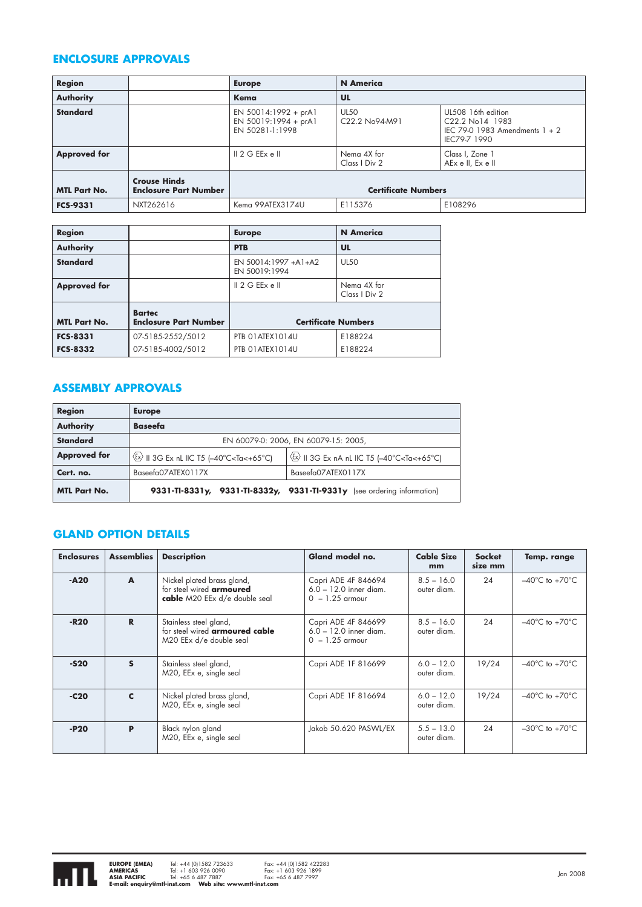## ENCLOSURE APPROVALS

| Region | | Europe | N America | |
|---|---|---|---|---|
| Authority | | Kema | UL | |
| Standard | | EN 50014:1992 + prA1<br>EN 50019:1994 + prA1<br>EN 50281-1:1998 | UL50<br>C22.2 No94-M91 | UL508 16th edition<br>C22.2 No14 1983<br>IEC 79-0 1983 Amendments 1 + 2<br>IEC79-7 1990 |
| Approved for | | II 2 G EEx e II | Nema 4X for<br>Class I Div 2 | Class I, Zone 1<br>AEx e II, Ex e II |
| MTL Part No. | Crouse Hinds Enclosure Part Number | Certificate Numbers | | |
| FCS-9331 | NXT262616 | Kema 99ATEX3174U | E115376 | E108296 |

| Region | | Europe | N America |
|---|---|---|---|
| Authority | | PTB | UL |
| Standard | | EN 50014:1997 +A1+A2<br>EN 50019:1994 | UL50 |
| Approved for | | II 2 G EEx e II | Nema 4X for<br>Class I Div 2 |
| MTL Part No. | Bartec Enclosure Part Number | Certificate Numbers | |
| FCS-8331 | 07-5185-2552/5012 | PTB 01ATEX1014U | E188224 |
| FCS-8332 | 07-5185-4002/5012 | PTB 01ATEX1014U | E188224 |

## ASSEMBLY APPROVALS

| Region | Europe | |
|---|---|---|
| Authority | Baseefa | |
| Standard | EN 60079-0: 2006, EN 60079-15: 2005, | |
| Approved for | Ⓔx II 3G Ex nL IIC T5 (–40°C<Ta<+65°C) | Ⓔx II 3G Ex nA nL IIC T5 (–40°C<Ta<+65°C) |
| Cert. no. | Baseefa07ATEX0117X | Baseefa07ATEX0117X |
| MTL Part No. | **9331-TI-8331y, 9331-TI-8332y, 9331-TI-9331y** (see ordering information) | |

## GLAND OPTION DETAILS

| Enclosures | Assemblies | Description | Gland model no. | Cable Size mm | Socket size mm | Temp. range |
|---|---|---|---|---|---|---|
| -A20 | A | Nickel plated brass gland, for steel wired **armoured cable** M20 EEx d/e double seal | Capri ADE 4F 846694<br>6.0 – 12.0 inner diam.<br>0 – 1.25 armour | 8.5 – 16.0 outer diam. | 24 | –40°C to +70°C |
| -R20 | R | Stainless steel gland, for steel wired **armoured cable** M20 EEx d/e double seal | Capri ADE 4F 846699<br>6.0 – 12.0 inner diam.<br>0 – 1.25 armour | 8.5 – 16.0 outer diam. | 24 | –40°C to +70°C |
| -S20 | S | Stainless steel gland, M20, EEx e, single seal | Capri ADE 1F 816699 | 6.0 – 12.0 outer diam. | 19/24 | –40°C to +70°C |
| -C20 | C | Nickel plated brass gland, M20, EEx e, single seal | Capri ADE 1F 816694 | 6.0 – 12.0 outer diam. | 19/24 | –40°C to +70°C |
| -P20 | P | Black nylon gland M20, EEx e, single seal | Jakob 50.620 PASWL/EX | 5.5 – 13.0 outer diam. | 24 | –30°C to +70°C |

**EUROPE (EMEA)** Tel: +44 (0)1582 723633 Fax: +44 (0)1582 422283
**AMERICAS** Tel: +1 603 926 0090 Fax: +1 603 926 1899
**ASIA PACIFIC** Tel: +65 6 487 7887 Fax: +65 6 487 7997
**E-mail: enquiry@mtl-inst.com Web site: www.mtl-inst.com**

Jan 2008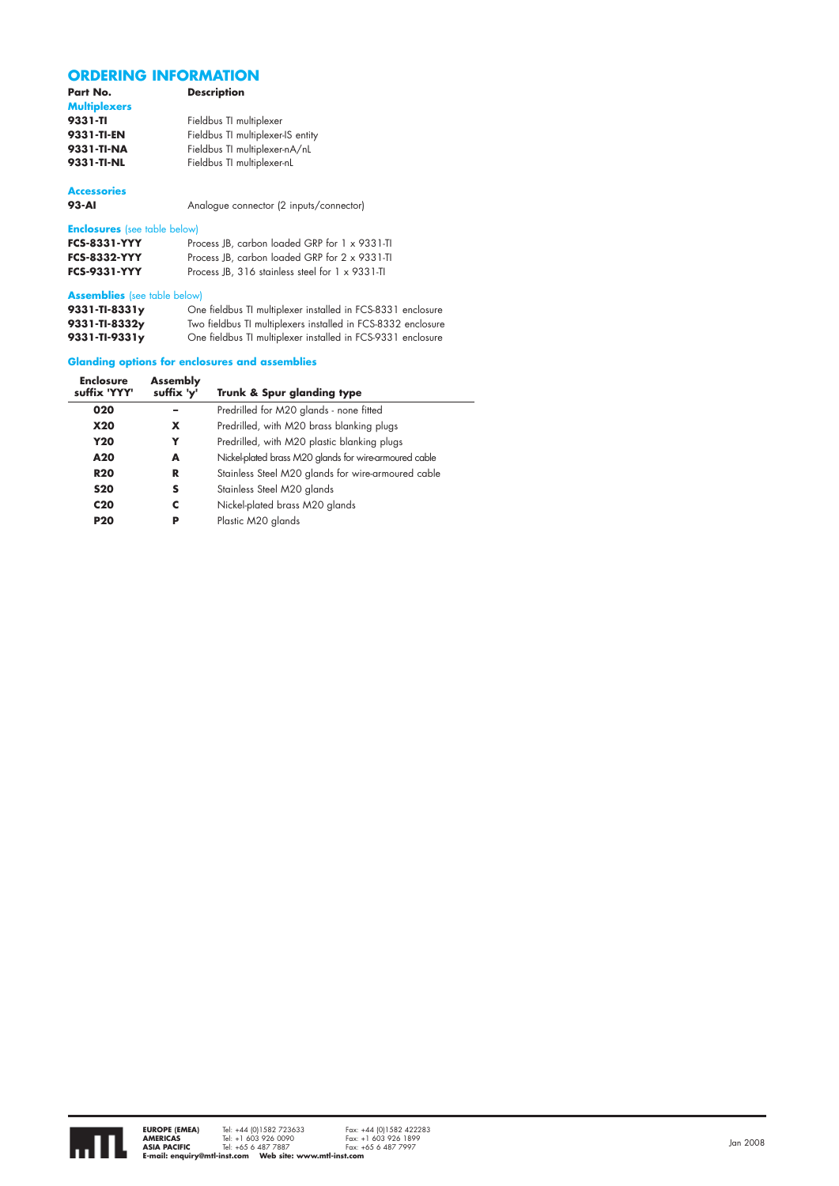## ORDERING INFORMATION

| Part No. | Description |
|---|---|
| **Multiplexers** | |
| **9331-TI** | Fieldbus TI multiplexer |
| **9331-TI-EN** | Fieldbus TI multiplexer-IS entity |
| **9331-TI-NA** | Fieldbus TI multiplexer-nA/nL |
| **9331-TI-NL** | Fieldbus TI multiplexer-nL |
| **Accessories** | |
| **93-AI** | Analogue connector (2 inputs/connector) |
| **Enclosures** (see table below) | |
| **FCS-8331-YYY** | Process JB, carbon loaded GRP for 1 x 9331-TI |
| **FCS-8332-YYY** | Process JB, carbon loaded GRP for 2 x 9331-TI |
| **FCS-9331-YYY** | Process JB, 316 stainless steel for 1 x 9331-TI |
| **Assemblies** (see table below) | |
| **9331-TI-8331y** | One fieldbus TI multiplexer installed in FCS-8331 enclosure |
| **9331-TI-8332y** | Two fieldbus TI multiplexers installed in FCS-8332 enclosure |
| **9331-TI-9331y** | One fieldbus TI multiplexer installed in FCS-9331 enclosure |

### Glanding options for enclosures and assemblies

| Enclosure suffix 'YYY' | Assembly suffix 'y' | Trunk & Spur glanding type |
|---|---|---|
| **020** | **–** | Predrilled for M20 glands - none fitted |
| **X20** | **X** | Predrilled, with M20 brass blanking plugs |
| **Y20** | **Y** | Predrilled, with M20 plastic blanking plugs |
| **A20** | **A** | Nickel-plated brass M20 glands for wire-armoured cable |
| **R20** | **R** | Stainless Steel M20 glands for wire-armoured cable |
| **S20** | **S** | Stainless Steel M20 glands |
| **C20** | **C** | Nickel-plated brass M20 glands |
| **P20** | **P** | Plastic M20 glands |

**EUROPE (EMEA)** Tel: +44 (0)1582 723633 Fax: +44 (0)1582 422283
**AMERICAS** Tel: +1 603 926 0090 Fax: +1 603 926 1899
**ASIA PACIFIC** Tel: +65 6 487 7887 Fax: +65 6 487 7997
**E-mail: enquiry@mtl-inst.com Web site: www.mtl-inst.com**

Jan 2008